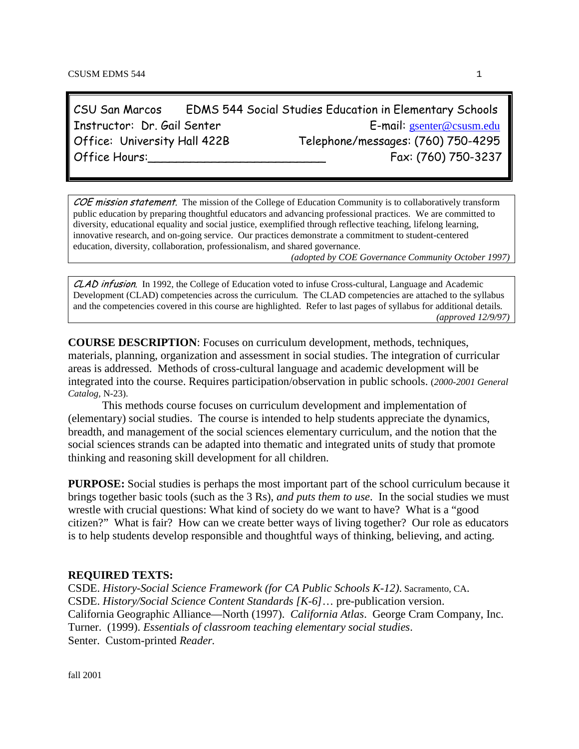CSU San Marcos EDMS 544 Social Studies Education in Elementary Schools
Instructor: Dr. Gail Senter E-mail: gsenter@csusm.edu
Office: University Hall 422B Telephone/messages: (760) 750-4295
Office Hours:________________________ Fax: (760) 750-3237

*COE mission statement.* The mission of the College of Education Community is to collaboratively transform public education by preparing thoughtful educators and advancing professional practices. We are committed to diversity, educational equality and social justice, exemplified through reflective teaching, lifelong learning, innovative research, and on-going service. Our practices demonstrate a commitment to student-centered education, diversity, collaboration, professionalism, and shared governance.
*(adopted by COE Governance Community October 1997)*

*CLAD infusion.* In 1992, the College of Education voted to infuse Cross-cultural, Language and Academic Development (CLAD) competencies across the curriculum. The CLAD competencies are attached to the syllabus and the competencies covered in this course are highlighted. Refer to last pages of syllabus for additional details.
*(approved 12/9/97)*

**COURSE DESCRIPTION**: Focuses on curriculum development, methods, techniques, materials, planning, organization and assessment in social studies. The integration of curricular areas is addressed. Methods of cross-cultural language and academic development will be integrated into the course. Requires participation/observation in public schools. (*2000-2001 General Catalog,* N-23).

This methods course focuses on curriculum development and implementation of (elementary) social studies. The course is intended to help students appreciate the dynamics, breadth, and management of the social sciences elementary curriculum, and the notion that the social sciences strands can be adapted into thematic and integrated units of study that promote thinking and reasoning skill development for all children.

**PURPOSE:** Social studies is perhaps the most important part of the school curriculum because it brings together basic tools (such as the 3 Rs), *and puts them to use*. In the social studies we must wrestle with crucial questions: What kind of society do we want to have? What is a "good citizen?" What is fair? How can we create better ways of living together? Our role as educators is to help students develop responsible and thoughtful ways of thinking, believing, and acting.

**REQUIRED TEXTS:**

CSDE. *History-Social Science Framework (for CA Public Schools K-12)*. Sacramento, CA.
CSDE. *History/Social Science Content Standards [K-6]*… pre-publication version.
California Geographic Alliance—North (1997). *California Atlas*. George Cram Company, Inc.
Turner. (1999). *Essentials of classroom teaching elementary social studies*.
Senter. Custom-printed *Reader.*

fall 2001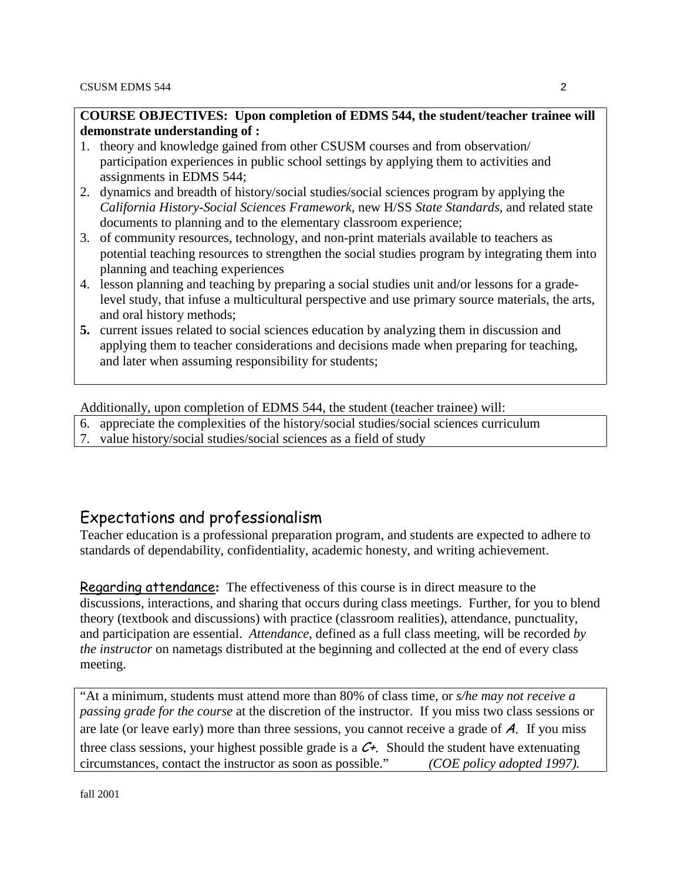**COURSE OBJECTIVES: Upon completion of EDMS 544, the student/teacher trainee will demonstrate understanding of :**

1. theory and knowledge gained from other CSUSM courses and from observation/ participation experiences in public school settings by applying them to activities and assignments in EDMS 544;
2. dynamics and breadth of history/social studies/social sciences program by applying the *California History-Social Sciences Framework*, new H/SS *State Standards*, and related state documents to planning and to the elementary classroom experience;
3. of community resources, technology, and non-print materials available to teachers as potential teaching resources to strengthen the social studies program by integrating them into planning and teaching experiences
4. lesson planning and teaching by preparing a social studies unit and/or lessons for a grade-level study, that infuse a multicultural perspective and use primary source materials, the arts, and oral history methods;
5. current issues related to social sciences education by analyzing them in discussion and applying them to teacher considerations and decisions made when preparing for teaching, and later when assuming responsibility for students;

Additionally, upon completion of EDMS 544, the student (teacher trainee) will:

6. appreciate the complexities of the history/social studies/social sciences curriculum
7. value history/social studies/social sciences as a field of study

## Expectations and professionalism

Teacher education is a professional preparation program, and students are expected to adhere to standards of dependability, confidentiality, academic honesty, and writing achievement.

**Regarding attendance:** The effectiveness of this course is in direct measure to the discussions, interactions, and sharing that occurs during class meetings. Further, for you to blend theory (textbook and discussions) with practice (classroom realities), attendance, punctuality, and participation are essential. *Attendance*, defined as a full class meeting, will be recorded *by the instructor* on nametags distributed at the beginning and collected at the end of every class meeting.

"At a minimum, students must attend more than 80% of class time, or *s/he may not receive a passing grade for the course* at the discretion of the instructor. If you miss two class sessions or are late (or leave early) more than three sessions, you cannot receive a grade of ***A.*** If you miss three class sessions, your highest possible grade is a ***C+.*** Should the student have extenuating circumstances, contact the instructor as soon as possible." *(COE policy adopted 1997).*

fall 2001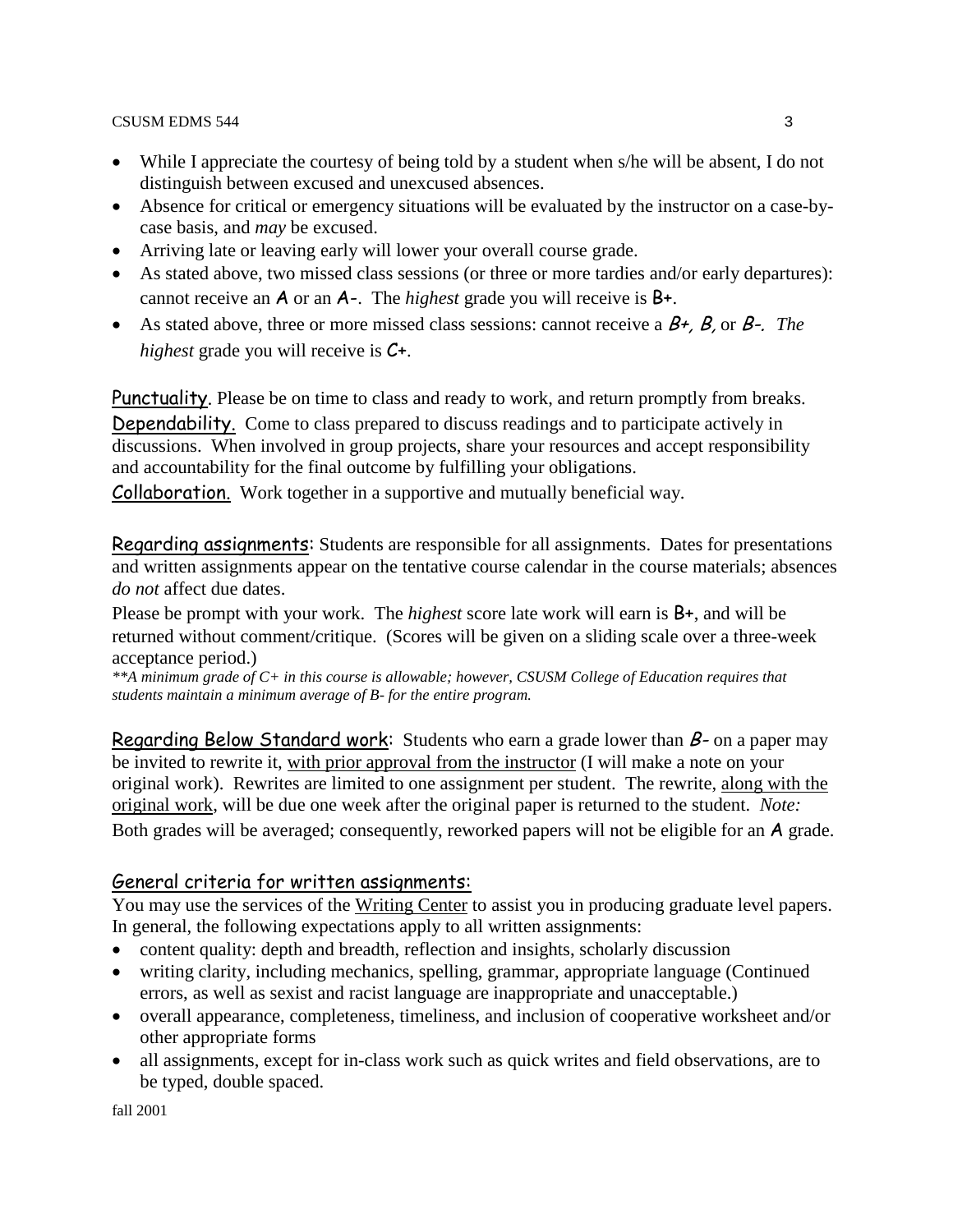- While I appreciate the courtesy of being told by a student when s/he will be absent, I do not distinguish between excused and unexcused absences.
- Absence for critical or emergency situations will be evaluated by the instructor on a case-by-case basis, and *may* be excused.
- Arriving late or leaving early will lower your overall course grade.
- As stated above, two missed class sessions (or three or more tardies and/or early departures): cannot receive an A or an A-. The *highest* grade you will receive is B+.
- As stated above, three or more missed class sessions: cannot receive a *B+, B,* or *B-. The highest* grade you will receive is C+.

<u>Punctuality</u>. Please be on time to class and ready to work, and return promptly from breaks.
<u>Dependability</u>. Come to class prepared to discuss readings and to participate actively in discussions. When involved in group projects, share your resources and accept responsibility and accountability for the final outcome by fulfilling your obligations.
<u>Collaboration</u>. Work together in a supportive and mutually beneficial way.

<u>Regarding assignments</u>: Students are responsible for all assignments. Dates for presentations and written assignments appear on the tentative course calendar in the course materials; absences *do not* affect due dates.

Please be prompt with your work. The *highest* score late work will earn is B+, and will be returned without comment/critique. (Scores will be given on a sliding scale over a three-week acceptance period.)

*\*\*A minimum grade of C+ in this course is allowable; however, CSUSM College of Education requires that students maintain a minimum average of B- for the entire program.*

<u>Regarding Below Standard work</u>: Students who earn a grade lower than *B-* on a paper may be invited to rewrite it, <u>with prior approval from the instructor</u> (I will make a note on your original work). Rewrites are limited to one assignment per student. The rewrite, <u>along with the original work</u>, will be due one week after the original paper is returned to the student. *Note:* Both grades will be averaged; consequently, reworked papers will not be eligible for an A grade.

## <u>General criteria for written assignments</u>:

You may use the services of the <u>Writing Center</u> to assist you in producing graduate level papers. In general, the following expectations apply to all written assignments:

- content quality: depth and breadth, reflection and insights, scholarly discussion
- writing clarity, including mechanics, spelling, grammar, appropriate language (Continued errors, as well as sexist and racist language are inappropriate and unacceptable.)
- overall appearance, completeness, timeliness, and inclusion of cooperative worksheet and/or other appropriate forms
- all assignments, except for in-class work such as quick writes and field observations, are to be typed, double spaced.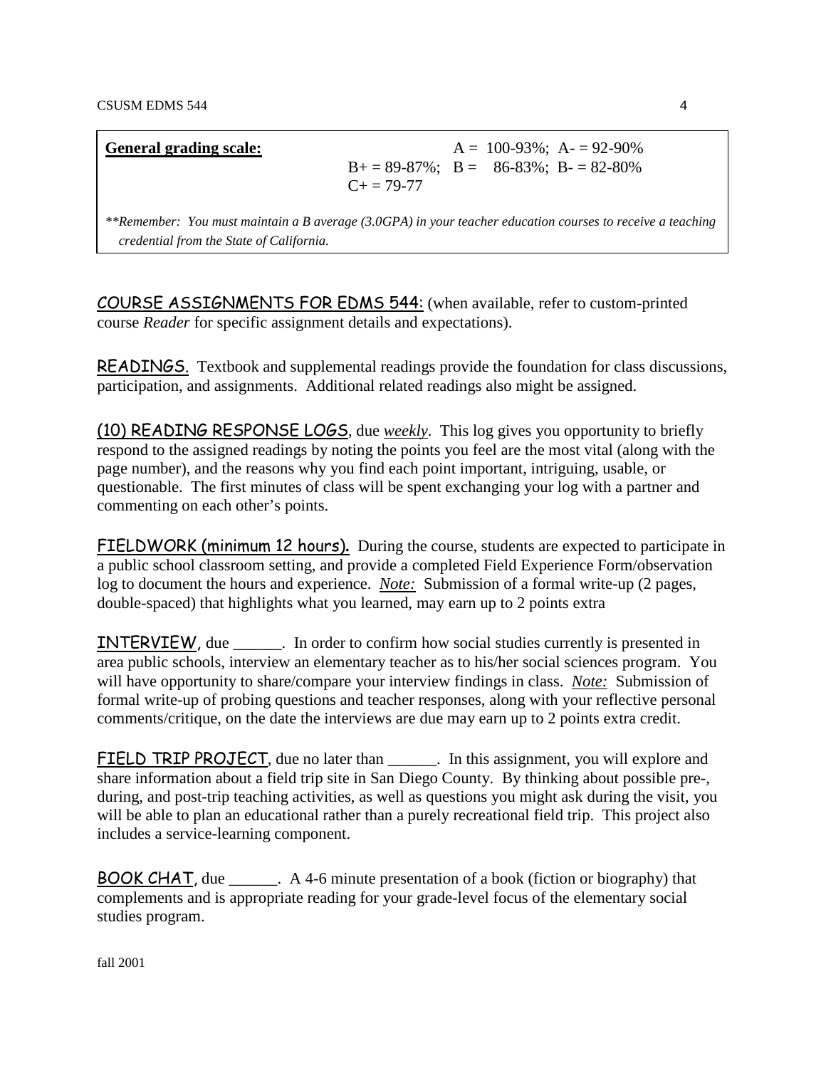**General grading scale:** A = 100-93%; A- = 92-90%
B+ = 89-87%; B = 86-83%; B- = 82-80%
C+ = 79-77

*\*\*Remember: You must maintain a B average (3.0GPA) in your teacher education courses to receive a teaching credential from the State of California.*

<u>COURSE ASSIGNMENTS FOR EDMS 544</u>: (when available, refer to custom-printed course *Reader* for specific assignment details and expectations).

<u>READINGS</u>. Textbook and supplemental readings provide the foundation for class discussions, participation, and assignments. Additional related readings also might be assigned.

<u>(10) READING RESPONSE LOGS</u>, due *<u>weekly</u>*. This log gives you opportunity to briefly respond to the assigned readings by noting the points you feel are the most vital (along with the page number), and the reasons why you find each point important, intriguing, usable, or questionable. The first minutes of class will be spent exchanging your log with a partner and commenting on each other's points.

<u>FIELDWORK (minimum 12 hours).</u> During the course, students are expected to participate in a public school classroom setting, and provide a completed Field Experience Form/observation log to document the hours and experience. *<u>Note:</u>* Submission of a formal write-up (2 pages, double-spaced) that highlights what you learned, may earn up to 2 points extra

<u>INTERVIEW</u>, due ______. In order to confirm how social studies currently is presented in area public schools, interview an elementary teacher as to his/her social sciences program. You will have opportunity to share/compare your interview findings in class. *<u>Note:</u>* Submission of formal write-up of probing questions and teacher responses, along with your reflective personal comments/critique, on the date the interviews are due may earn up to 2 points extra credit.

<u>FIELD TRIP PROJECT</u>, due no later than ______. In this assignment, you will explore and share information about a field trip site in San Diego County. By thinking about possible pre-, during, and post-trip teaching activities, as well as questions you might ask during the visit, you will be able to plan an educational rather than a purely recreational field trip. This project also includes a service-learning component.

<u>BOOK CHAT</u>, due ______. A 4-6 minute presentation of a book (fiction or biography) that complements and is appropriate reading for your grade-level focus of the elementary social studies program.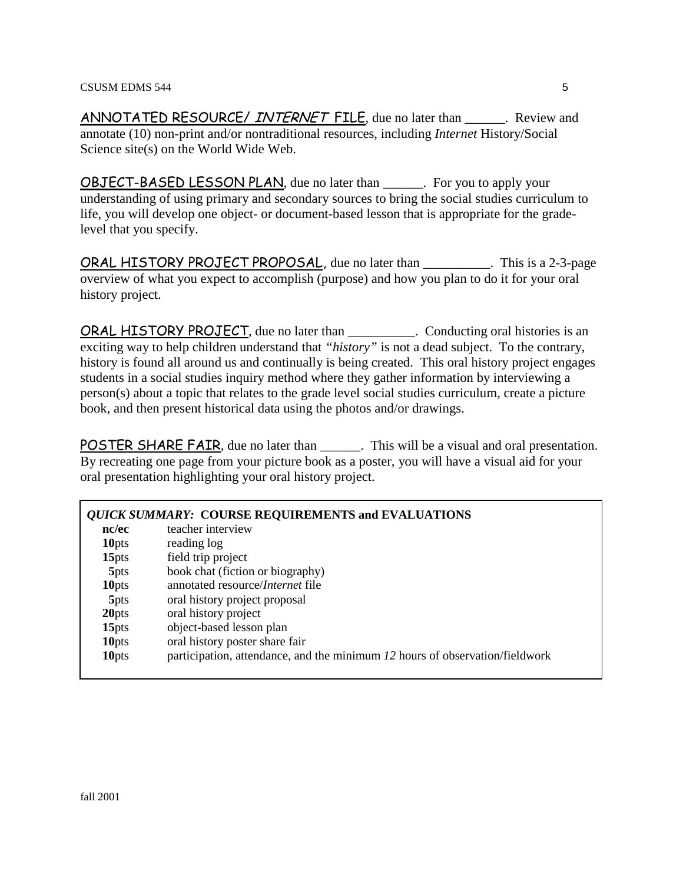**ANNOTATED RESOURCE/ *INTERNET* FILE**, due no later than ______. Review and annotate (10) non-print and/or nontraditional resources, including *Internet* History/Social Science site(s) on the World Wide Web.

**OBJECT-BASED LESSON PLAN**, due no later than ______. For you to apply your understanding of using primary and secondary sources to bring the social studies curriculum to life, you will develop one object- or document-based lesson that is appropriate for the grade-level that you specify.

**ORAL HISTORY PROJECT PROPOSAL**, due no later than __________. This is a 2-3-page overview of what you expect to accomplish (purpose) and how you plan to do it for your oral history project.

**ORAL HISTORY PROJECT**, due no later than __________. Conducting oral histories is an exciting way to help children understand that *"history"* is not a dead subject. To the contrary, history is found all around us and continually is being created. This oral history project engages students in a social studies inquiry method where they gather information by interviewing a person(s) about a topic that relates to the grade level social studies curriculum, create a picture book, and then present historical data using the photos and/or drawings.

**POSTER SHARE FAIR**, due no later than ______. This will be a visual and oral presentation. By recreating one page from your picture book as a poster, you will have a visual aid for your oral presentation highlighting your oral history project.

***QUICK SUMMARY:*** **COURSE REQUIREMENTS and EVALUATIONS**

| | |
|---|---|
| **nc/ec** | teacher interview |
| **10**pts | reading log |
| **15**pts | field trip project |
| **5**pts | book chat (fiction or biography) |
| **10**pts | annotated resource/*Internet* file |
| **5**pts | oral history project proposal |
| **20**pts | oral history project |
| **15**pts | object-based lesson plan |
| **10**pts | oral history poster share fair |
| **10**pts | participation, attendance, and the minimum *12* hours of observation/fieldwork |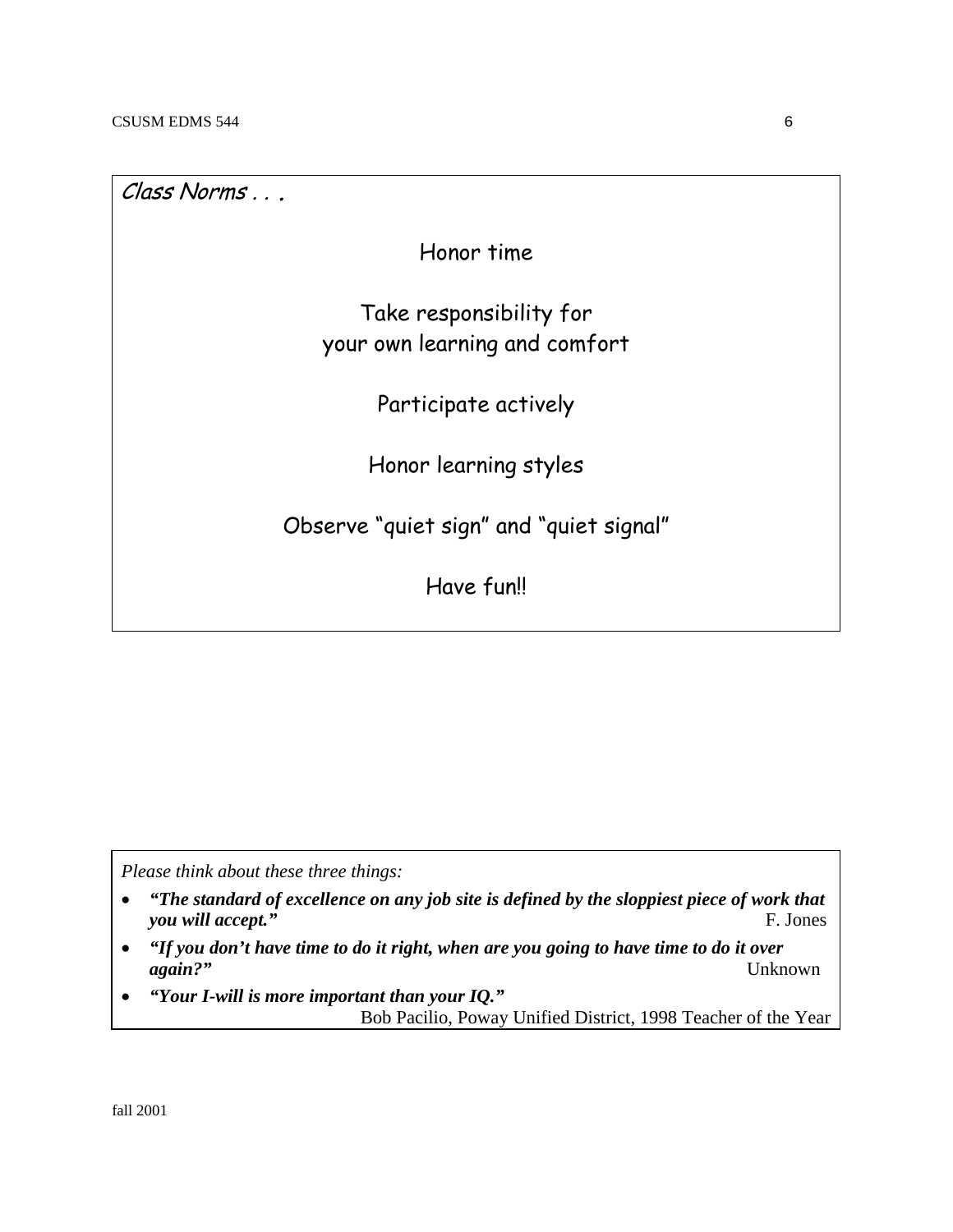*Class Norms . . .*

Honor time

Take responsibility for
your own learning and comfort

Participate actively

Honor learning styles

Observe "quiet sign" and "quiet signal"

Have fun!!

*Please think about these three things:*

- ***"The standard of excellence on any job site is defined by the sloppiest piece of work that you will accept."*** F. Jones
- ***"If you don't have time to do it right, when are you going to have time to do it over again?"*** Unknown
- ***"Your I-will is more important than your IQ."*** Bob Pacilio, Poway Unified District, 1998 Teacher of the Year